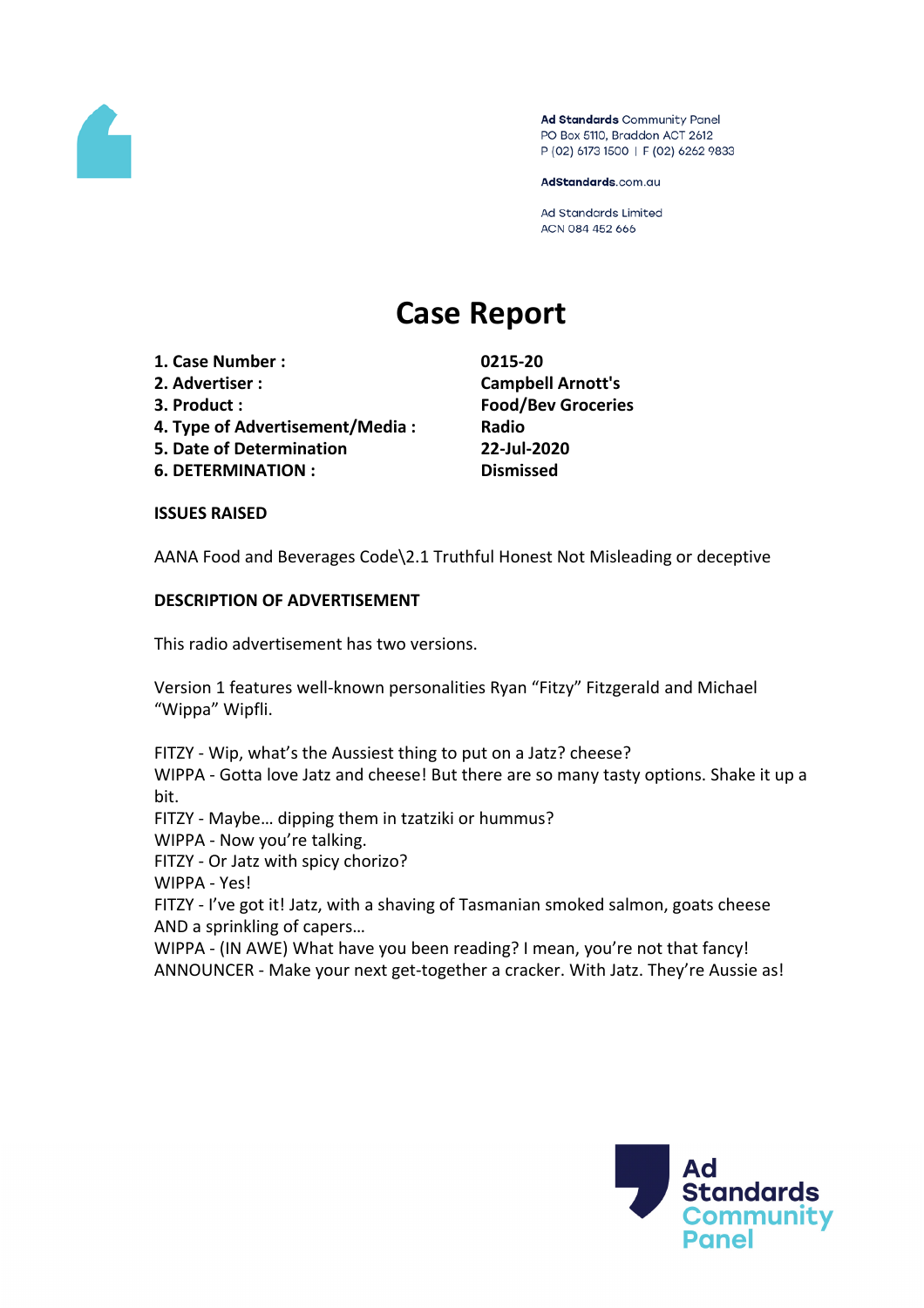Ad Standards Community Panel
PO Box 5110, Braddon ACT 2612
P (02) 6173 1500 | F (02) 6262 9833

AdStandards.com.au

Ad Standards Limited
ACN 084 452 666

# Case Report

| | |
|---|---|
| **1. Case Number :** | **0215-20** |
| **2. Advertiser :** | **Campbell Arnott's** |
| **3. Product :** | **Food/Bev Groceries** |
| **4. Type of Advertisement/Media :** | **Radio** |
| **5. Date of Determination** | **22-Jul-2020** |
| **6. DETERMINATION :** | **Dismissed** |

**ISSUES RAISED**

AANA Food and Beverages Code\2.1 Truthful Honest Not Misleading or deceptive

**DESCRIPTION OF ADVERTISEMENT**

This radio advertisement has two versions.

Version 1 features well-known personalities Ryan "Fitzy" Fitzgerald and Michael "Wippa" Wipfli.

FITZY - Wip, what's the Aussiest thing to put on a Jatz? cheese?
WIPPA - Gotta love Jatz and cheese! But there are so many tasty options. Shake it up a bit.
FITZY - Maybe… dipping them in tzatziki or hummus?
WIPPA - Now you're talking.
FITZY - Or Jatz with spicy chorizo?
WIPPA - Yes!
FITZY - I've got it! Jatz, with a shaving of Tasmanian smoked salmon, goats cheese AND a sprinkling of capers…
WIPPA - (IN AWE) What have you been reading? I mean, you're not that fancy!
ANNOUNCER - Make your next get-together a cracker. With Jatz. They're Aussie as!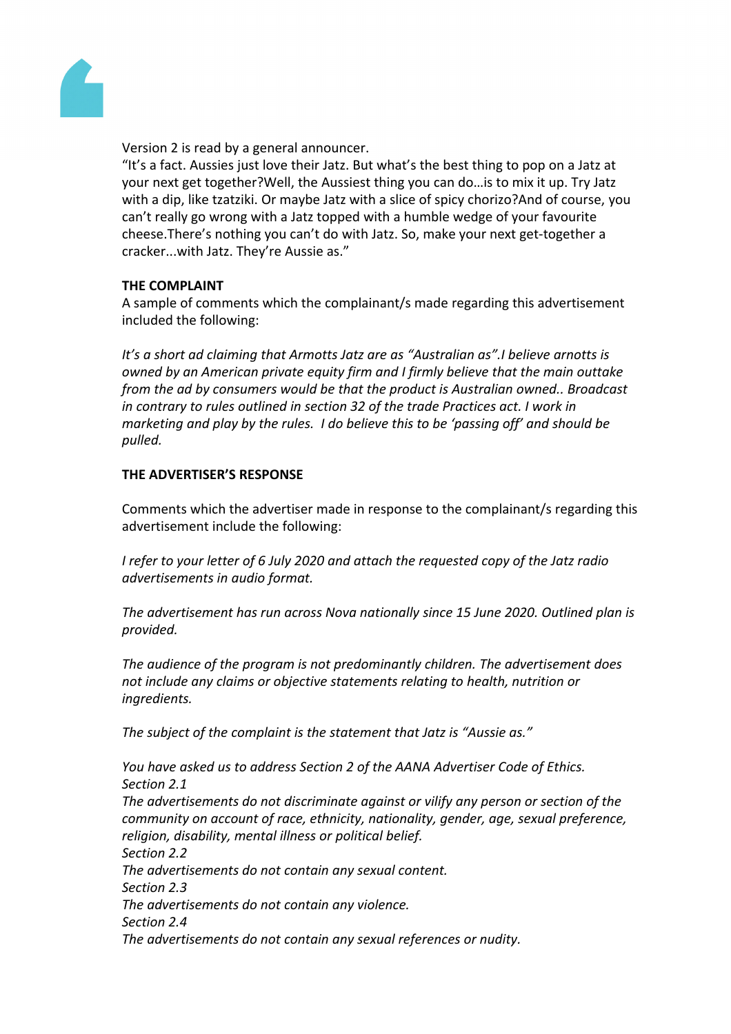Version 2 is read by a general announcer.
"It's a fact. Aussies just love their Jatz. But what's the best thing to pop on a Jatz at your next get together?Well, the Aussiest thing you can do…is to mix it up. Try Jatz with a dip, like tzatziki. Or maybe Jatz with a slice of spicy chorizo?And of course, you can't really go wrong with a Jatz topped with a humble wedge of your favourite cheese.There's nothing you can't do with Jatz. So, make your next get-together a cracker...with Jatz. They're Aussie as."

**THE COMPLAINT**

A sample of comments which the complainant/s made regarding this advertisement included the following:

*It's a short ad claiming that Armotts Jatz are as "Australian as".I believe arnotts is owned by an American private equity firm and I firmly believe that the main outtake from the ad by consumers would be that the product is Australian owned.. Broadcast in contrary to rules outlined in section 32 of the trade Practices act. I work in marketing and play by the rules. I do believe this to be 'passing off' and should be pulled.*

**THE ADVERTISER'S RESPONSE**

Comments which the advertiser made in response to the complainant/s regarding this advertisement include the following:

*I refer to your letter of 6 July 2020 and attach the requested copy of the Jatz radio advertisements in audio format.*

*The advertisement has run across Nova nationally since 15 June 2020. Outlined plan is provided.*

*The audience of the program is not predominantly children. The advertisement does not include any claims or objective statements relating to health, nutrition or ingredients.*

*The subject of the complaint is the statement that Jatz is "Aussie as."*

*You have asked us to address Section 2 of the AANA Advertiser Code of Ethics.*
*Section 2.1*
*The advertisements do not discriminate against or vilify any person or section of the community on account of race, ethnicity, nationality, gender, age, sexual preference, religion, disability, mental illness or political belief.*
*Section 2.2*
*The advertisements do not contain any sexual content.*
*Section 2.3*
*The advertisements do not contain any violence.*
*Section 2.4*
*The advertisements do not contain any sexual references or nudity.*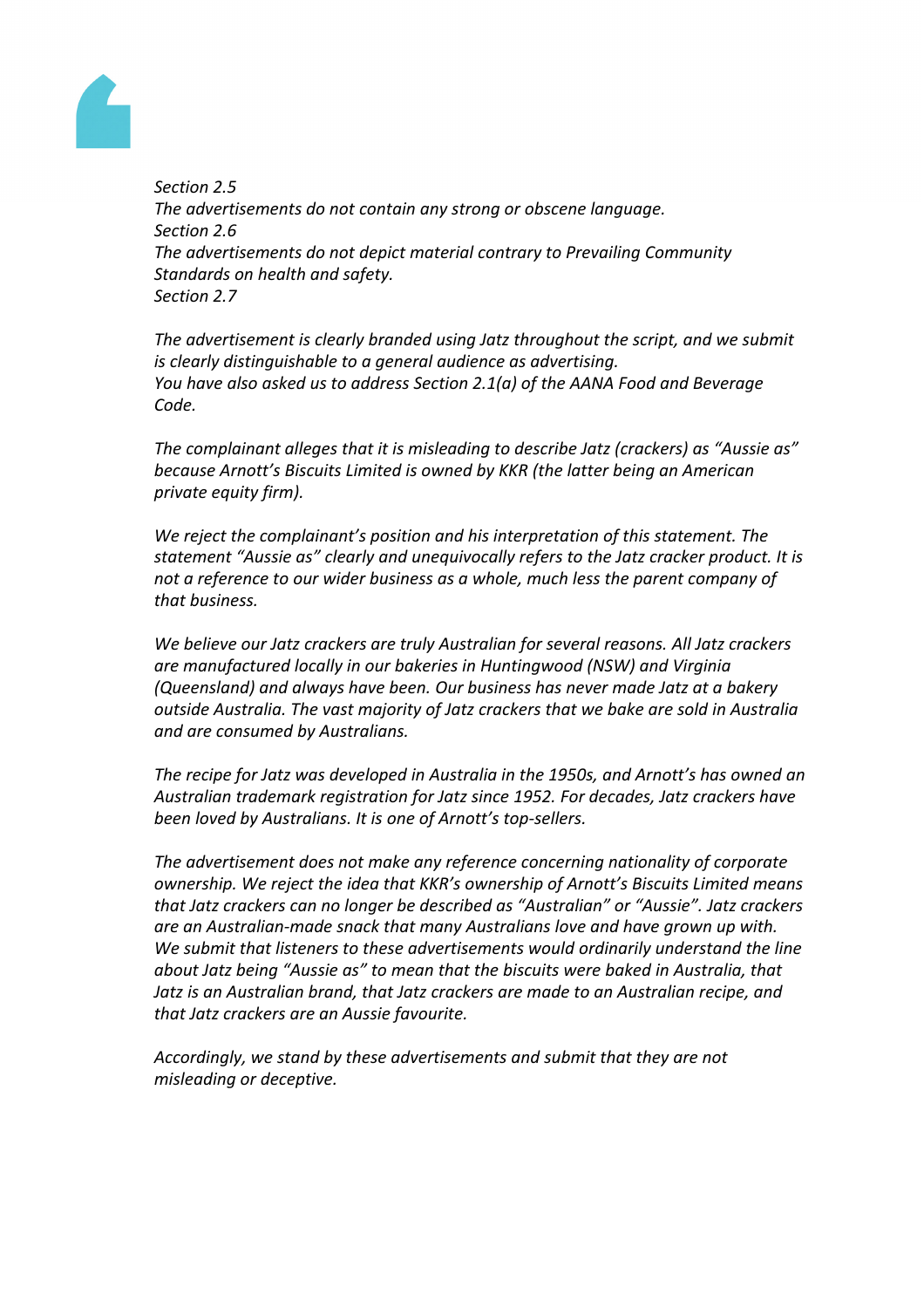*Section 2.5*
*The advertisements do not contain any strong or obscene language.*
*Section 2.6*
*The advertisements do not depict material contrary to Prevailing Community Standards on health and safety.*
*Section 2.7*

*The advertisement is clearly branded using Jatz throughout the script, and we submit is clearly distinguishable to a general audience as advertising.*
*You have also asked us to address Section 2.1(a) of the AANA Food and Beverage Code.*

*The complainant alleges that it is misleading to describe Jatz (crackers) as "Aussie as" because Arnott's Biscuits Limited is owned by KKR (the latter being an American private equity firm).*

*We reject the complainant's position and his interpretation of this statement. The statement "Aussie as" clearly and unequivocally refers to the Jatz cracker product. It is not a reference to our wider business as a whole, much less the parent company of that business.*

*We believe our Jatz crackers are truly Australian for several reasons. All Jatz crackers are manufactured locally in our bakeries in Huntingwood (NSW) and Virginia (Queensland) and always have been. Our business has never made Jatz at a bakery outside Australia. The vast majority of Jatz crackers that we bake are sold in Australia and are consumed by Australians.*

*The recipe for Jatz was developed in Australia in the 1950s, and Arnott's has owned an Australian trademark registration for Jatz since 1952. For decades, Jatz crackers have been loved by Australians. It is one of Arnott's top-sellers.*

*The advertisement does not make any reference concerning nationality of corporate ownership. We reject the idea that KKR's ownership of Arnott's Biscuits Limited means that Jatz crackers can no longer be described as "Australian" or "Aussie". Jatz crackers are an Australian-made snack that many Australians love and have grown up with. We submit that listeners to these advertisements would ordinarily understand the line about Jatz being "Aussie as" to mean that the biscuits were baked in Australia, that Jatz is an Australian brand, that Jatz crackers are made to an Australian recipe, and that Jatz crackers are an Aussie favourite.*

*Accordingly, we stand by these advertisements and submit that they are not misleading or deceptive.*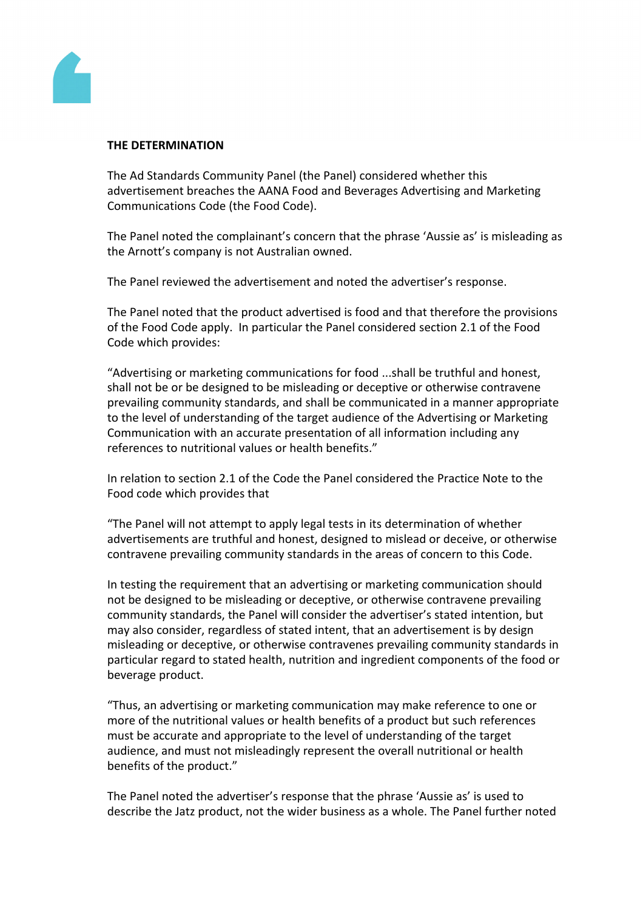**THE DETERMINATION**

The Ad Standards Community Panel (the Panel) considered whether this advertisement breaches the AANA Food and Beverages Advertising and Marketing Communications Code (the Food Code).

The Panel noted the complainant's concern that the phrase 'Aussie as' is misleading as the Arnott's company is not Australian owned.

The Panel reviewed the advertisement and noted the advertiser's response.

The Panel noted that the product advertised is food and that therefore the provisions of the Food Code apply. In particular the Panel considered section 2.1 of the Food Code which provides:

"Advertising or marketing communications for food ...shall be truthful and honest, shall not be or be designed to be misleading or deceptive or otherwise contravene prevailing community standards, and shall be communicated in a manner appropriate to the level of understanding of the target audience of the Advertising or Marketing Communication with an accurate presentation of all information including any references to nutritional values or health benefits."

In relation to section 2.1 of the Code the Panel considered the Practice Note to the Food code which provides that

"The Panel will not attempt to apply legal tests in its determination of whether advertisements are truthful and honest, designed to mislead or deceive, or otherwise contravene prevailing community standards in the areas of concern to this Code.

In testing the requirement that an advertising or marketing communication should not be designed to be misleading or deceptive, or otherwise contravene prevailing community standards, the Panel will consider the advertiser's stated intention, but may also consider, regardless of stated intent, that an advertisement is by design misleading or deceptive, or otherwise contravenes prevailing community standards in particular regard to stated health, nutrition and ingredient components of the food or beverage product.

"Thus, an advertising or marketing communication may make reference to one or more of the nutritional values or health benefits of a product but such references must be accurate and appropriate to the level of understanding of the target audience, and must not misleadingly represent the overall nutritional or health benefits of the product."

The Panel noted the advertiser's response that the phrase 'Aussie as' is used to describe the Jatz product, not the wider business as a whole. The Panel further noted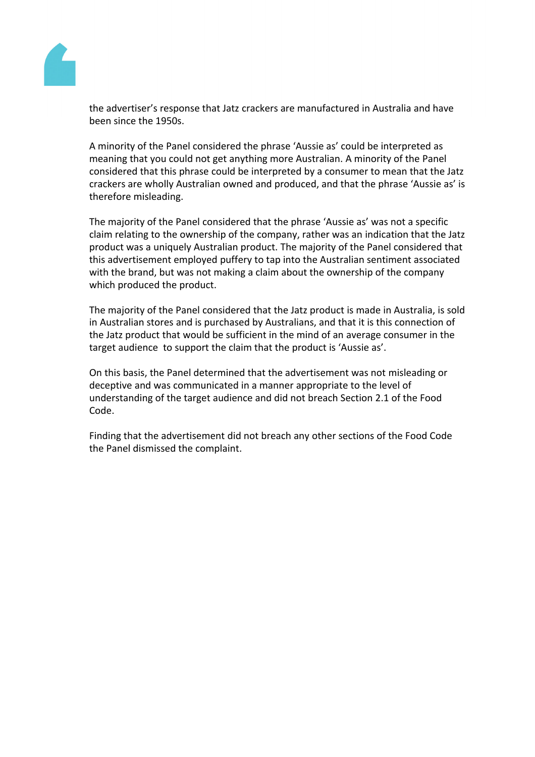the advertiser's response that Jatz crackers are manufactured in Australia and have been since the 1950s.

A minority of the Panel considered the phrase 'Aussie as' could be interpreted as meaning that you could not get anything more Australian. A minority of the Panel considered that this phrase could be interpreted by a consumer to mean that the Jatz crackers are wholly Australian owned and produced, and that the phrase 'Aussie as' is therefore misleading.

The majority of the Panel considered that the phrase 'Aussie as' was not a specific claim relating to the ownership of the company, rather was an indication that the Jatz product was a uniquely Australian product. The majority of the Panel considered that this advertisement employed puffery to tap into the Australian sentiment associated with the brand, but was not making a claim about the ownership of the company which produced the product.

The majority of the Panel considered that the Jatz product is made in Australia, is sold in Australian stores and is purchased by Australians, and that it is this connection of the Jatz product that would be sufficient in the mind of an average consumer in the target audience to support the claim that the product is 'Aussie as'.

On this basis, the Panel determined that the advertisement was not misleading or deceptive and was communicated in a manner appropriate to the level of understanding of the target audience and did not breach Section 2.1 of the Food Code.

Finding that the advertisement did not breach any other sections of the Food Code the Panel dismissed the complaint.